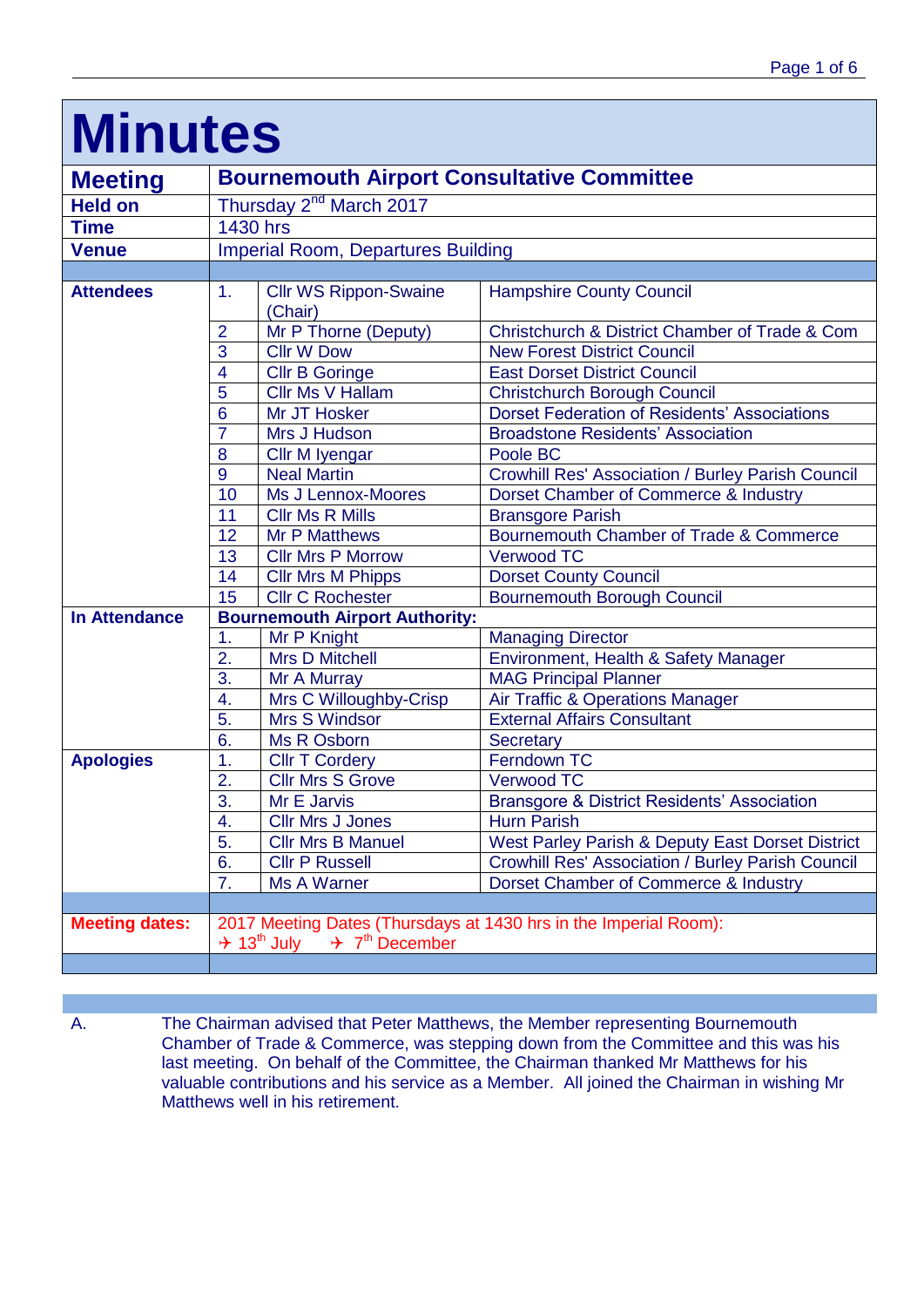# Minutes

| | |
|---|---|
| **Meeting** | **Bournemouth Airport Consultative Committee** |
| **Held on** | Thursday 2nd March 2017 |
| **Time** | 1430 hrs |
| **Venue** | Imperial Room, Departures Building |

| | | | |
|---|---|---|---|
| **Attendees** | 1. | Cllr WS Rippon-Swaine (Chair) | Hampshire County Council |
| | 2 | Mr P Thorne (Deputy) | Christchurch & District Chamber of Trade & Com |
| | 3 | Cllr W Dow | New Forest District Council |
| | 4 | Cllr B Goringe | East Dorset District Council |
| | 5 | Cllr Ms V Hallam | Christchurch Borough Council |
| | 6 | Mr JT Hosker | Dorset Federation of Residents' Associations |
| | 7 | Mrs J Hudson | Broadstone Residents' Association |
| | 8 | Cllr M Iyengar | Poole BC |
| | 9 | Neal Martin | Crowhill Res' Association / Burley Parish Council |
| | 10 | Ms J Lennox-Moores | Dorset Chamber of Commerce & Industry |
| | 11 | Cllr Ms R Mills | Bransgore Parish |
| | 12 | Mr P Matthews | Bournemouth Chamber of Trade & Commerce |
| | 13 | Cllr Mrs P Morrow | Verwood TC |
| | 14 | Cllr Mrs M Phipps | Dorset County Council |
| | 15 | Cllr C Rochester | Bournemouth Borough Council |
| **In Attendance** | **Bournemouth Airport Authority:** | | |
| | 1. | Mr P Knight | Managing Director |
| | 2. | Mrs D Mitchell | Environment, Health & Safety Manager |
| | 3. | Mr A Murray | MAG Principal Planner |
| | 4. | Mrs C Willoughby-Crisp | Air Traffic & Operations Manager |
| | 5. | Mrs S Windsor | External Affairs Consultant |
| | 6. | Ms R Osborn | Secretary |
| **Apologies** | 1. | Cllr T Cordery | Ferndown TC |
| | 2. | Cllr Mrs S Grove | Verwood TC |
| | 3. | Mr E Jarvis | Bransgore & District Residents' Association |
| | 4. | Cllr Mrs J Jones | Hurn Parish |
| | 5. | Cllr Mrs B Manuel | West Parley Parish & Deputy East Dorset District |
| | 6. | Cllr P Russell | Crowhill Res' Association / Burley Parish Council |
| | 7. | Ms A Warner | Dorset Chamber of Commerce & Industry |
| **Meeting dates:** | 2017 Meeting Dates (Thursdays at 1430 hrs in the Imperial Room): ✈ 13th July ✈ 7th December | | |

A. The Chairman advised that Peter Matthews, the Member representing Bournemouth Chamber of Trade & Commerce, was stepping down from the Committee and this was his last meeting. On behalf of the Committee, the Chairman thanked Mr Matthews for his valuable contributions and his service as a Member. All joined the Chairman in wishing Mr Matthews well in his retirement.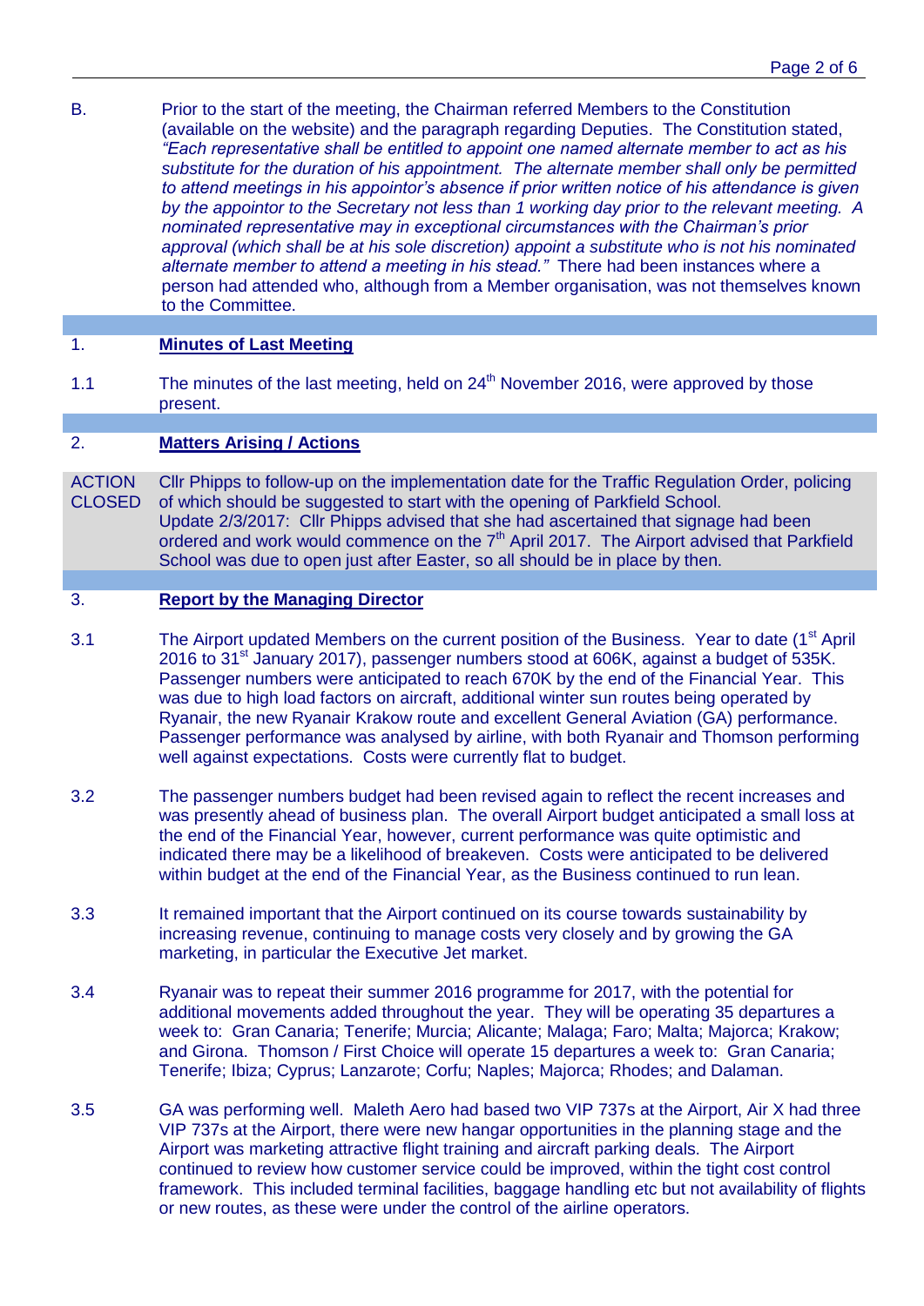B. Prior to the start of the meeting, the Chairman referred Members to the Constitution (available on the website) and the paragraph regarding Deputies. The Constitution stated, *"Each representative shall be entitled to appoint one named alternate member to act as his substitute for the duration of his appointment. The alternate member shall only be permitted to attend meetings in his appointor's absence if prior written notice of his attendance is given by the appointor to the Secretary not less than 1 working day prior to the relevant meeting. A nominated representative may in exceptional circumstances with the Chairman's prior approval (which shall be at his sole discretion) appoint a substitute who is not his nominated alternate member to attend a meeting in his stead."* There had been instances where a person had attended who, although from a Member organisation, was not themselves known to the Committee.

## 1. Minutes of Last Meeting

1.1 The minutes of the last meeting, held on 24th November 2016, were approved by those present.

## 2. Matters Arising / Actions

**ACTION CLOSED** Cllr Phipps to follow-up on the implementation date for the Traffic Regulation Order, policing of which should be suggested to start with the opening of Parkfield School.
Update 2/3/2017: Cllr Phipps advised that she had ascertained that signage had been ordered and work would commence on the 7th April 2017. The Airport advised that Parkfield School was due to open just after Easter, so all should be in place by then.

## 3. Report by the Managing Director

3.1 The Airport updated Members on the current position of the Business. Year to date (1st April 2016 to 31st January 2017), passenger numbers stood at 606K, against a budget of 535K. Passenger numbers were anticipated to reach 670K by the end of the Financial Year. This was due to high load factors on aircraft, additional winter sun routes being operated by Ryanair, the new Ryanair Krakow route and excellent General Aviation (GA) performance. Passenger performance was analysed by airline, with both Ryanair and Thomson performing well against expectations. Costs were currently flat to budget.

3.2 The passenger numbers budget had been revised again to reflect the recent increases and was presently ahead of business plan. The overall Airport budget anticipated a small loss at the end of the Financial Year, however, current performance was quite optimistic and indicated there may be a likelihood of breakeven. Costs were anticipated to be delivered within budget at the end of the Financial Year, as the Business continued to run lean.

3.3 It remained important that the Airport continued on its course towards sustainability by increasing revenue, continuing to manage costs very closely and by growing the GA marketing, in particular the Executive Jet market.

3.4 Ryanair was to repeat their summer 2016 programme for 2017, with the potential for additional movements added throughout the year. They will be operating 35 departures a week to: Gran Canaria; Tenerife; Murcia; Alicante; Malaga; Faro; Malta; Majorca; Krakow; and Girona. Thomson / First Choice will operate 15 departures a week to: Gran Canaria; Tenerife; Ibiza; Cyprus; Lanzarote; Corfu; Naples; Majorca; Rhodes; and Dalaman.

3.5 GA was performing well. Maleth Aero had based two VIP 737s at the Airport, Air X had three VIP 737s at the Airport, there were new hangar opportunities in the planning stage and the Airport was marketing attractive flight training and aircraft parking deals. The Airport continued to review how customer service could be improved, within the tight cost control framework. This included terminal facilities, baggage handling etc but not availability of flights or new routes, as these were under the control of the airline operators.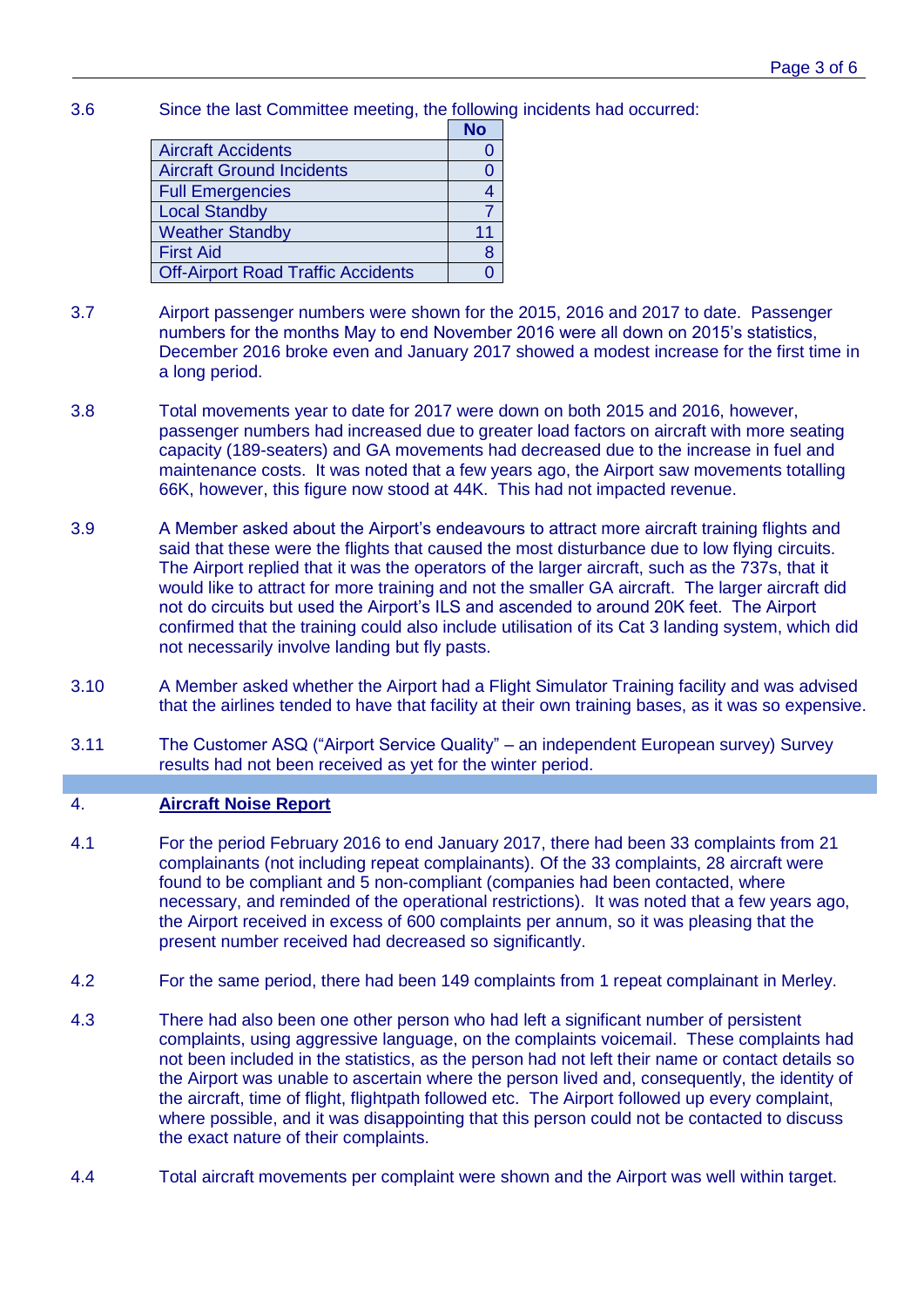3.6 Since the last Committee meeting, the following incidents had occurred:

| | No |
|---|---|
| Aircraft Accidents | 0 |
| Aircraft Ground Incidents | 0 |
| Full Emergencies | 4 |
| Local Standby | 7 |
| Weather Standby | 11 |
| First Aid | 8 |
| Off-Airport Road Traffic Accidents | 0 |

3.7 Airport passenger numbers were shown for the 2015, 2016 and 2017 to date. Passenger numbers for the months May to end November 2016 were all down on 2015's statistics, December 2016 broke even and January 2017 showed a modest increase for the first time in a long period.

3.8 Total movements year to date for 2017 were down on both 2015 and 2016, however, passenger numbers had increased due to greater load factors on aircraft with more seating capacity (189-seaters) and GA movements had decreased due to the increase in fuel and maintenance costs. It was noted that a few years ago, the Airport saw movements totalling 66K, however, this figure now stood at 44K. This had not impacted revenue.

3.9 A Member asked about the Airport's endeavours to attract more aircraft training flights and said that these were the flights that caused the most disturbance due to low flying circuits. The Airport replied that it was the operators of the larger aircraft, such as the 737s, that it would like to attract for more training and not the smaller GA aircraft. The larger aircraft did not do circuits but used the Airport's ILS and ascended to around 20K feet. The Airport confirmed that the training could also include utilisation of its Cat 3 landing system, which did not necessarily involve landing but fly pasts.

3.10 A Member asked whether the Airport had a Flight Simulator Training facility and was advised that the airlines tended to have that facility at their own training bases, as it was so expensive.

3.11 The Customer ASQ ("Airport Service Quality" – an independent European survey) Survey results had not been received as yet for the winter period.

## 4. Aircraft Noise Report

4.1 For the period February 2016 to end January 2017, there had been 33 complaints from 21 complainants (not including repeat complainants). Of the 33 complaints, 28 aircraft were found to be compliant and 5 non-compliant (companies had been contacted, where necessary, and reminded of the operational restrictions). It was noted that a few years ago, the Airport received in excess of 600 complaints per annum, so it was pleasing that the present number received had decreased so significantly.

4.2 For the same period, there had been 149 complaints from 1 repeat complainant in Merley.

4.3 There had also been one other person who had left a significant number of persistent complaints, using aggressive language, on the complaints voicemail. These complaints had not been included in the statistics, as the person had not left their name or contact details so the Airport was unable to ascertain where the person lived and, consequently, the identity of the aircraft, time of flight, flightpath followed etc. The Airport followed up every complaint, where possible, and it was disappointing that this person could not be contacted to discuss the exact nature of their complaints.

4.4 Total aircraft movements per complaint were shown and the Airport was well within target.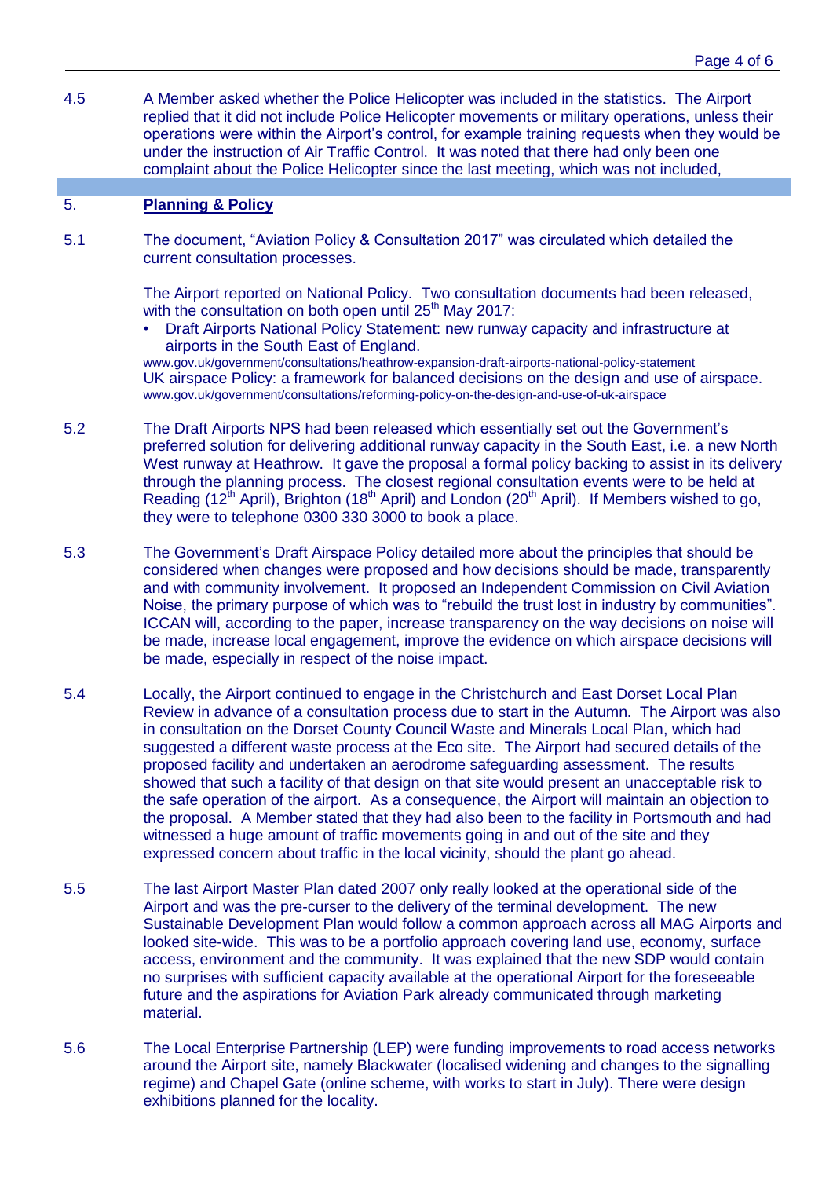4.5 A Member asked whether the Police Helicopter was included in the statistics. The Airport replied that it did not include Police Helicopter movements or military operations, unless their operations were within the Airport's control, for example training requests when they would be under the instruction of Air Traffic Control. It was noted that there had only been one complaint about the Police Helicopter since the last meeting, which was not included,

## 5. **Planning & Policy**

5.1 The document, "Aviation Policy & Consultation 2017" was circulated which detailed the current consultation processes.

The Airport reported on National Policy. Two consultation documents had been released, with the consultation on both open until 25th May 2017:

- Draft Airports National Policy Statement: new runway capacity and infrastructure at airports in the South East of England.

www.gov.uk/government/consultations/heathrow-expansion-draft-airports-national-policy-statement

UK airspace Policy: a framework for balanced decisions on the design and use of airspace.

www.gov.uk/government/consultations/reforming-policy-on-the-design-and-use-of-uk-airspace

5.2 The Draft Airports NPS had been released which essentially set out the Government's preferred solution for delivering additional runway capacity in the South East, i.e. a new North West runway at Heathrow. It gave the proposal a formal policy backing to assist in its delivery through the planning process. The closest regional consultation events were to be held at Reading (12th April), Brighton (18th April) and London (20th April). If Members wished to go, they were to telephone 0300 330 3000 to book a place.

5.3 The Government's Draft Airspace Policy detailed more about the principles that should be considered when changes were proposed and how decisions should be made, transparently and with community involvement. It proposed an Independent Commission on Civil Aviation Noise, the primary purpose of which was to "rebuild the trust lost in industry by communities". ICCAN will, according to the paper, increase transparency on the way decisions on noise will be made, increase local engagement, improve the evidence on which airspace decisions will be made, especially in respect of the noise impact.

5.4 Locally, the Airport continued to engage in the Christchurch and East Dorset Local Plan Review in advance of a consultation process due to start in the Autumn. The Airport was also in consultation on the Dorset County Council Waste and Minerals Local Plan, which had suggested a different waste process at the Eco site. The Airport had secured details of the proposed facility and undertaken an aerodrome safeguarding assessment. The results showed that such a facility of that design on that site would present an unacceptable risk to the safe operation of the airport. As a consequence, the Airport will maintain an objection to the proposal. A Member stated that they had also been to the facility in Portsmouth and had witnessed a huge amount of traffic movements going in and out of the site and they expressed concern about traffic in the local vicinity, should the plant go ahead.

5.5 The last Airport Master Plan dated 2007 only really looked at the operational side of the Airport and was the pre-curser to the delivery of the terminal development. The new Sustainable Development Plan would follow a common approach across all MAG Airports and looked site-wide. This was to be a portfolio approach covering land use, economy, surface access, environment and the community. It was explained that the new SDP would contain no surprises with sufficient capacity available at the operational Airport for the foreseeable future and the aspirations for Aviation Park already communicated through marketing material.

5.6 The Local Enterprise Partnership (LEP) were funding improvements to road access networks around the Airport site, namely Blackwater (localised widening and changes to the signalling regime) and Chapel Gate (online scheme, with works to start in July). There were design exhibitions planned for the locality.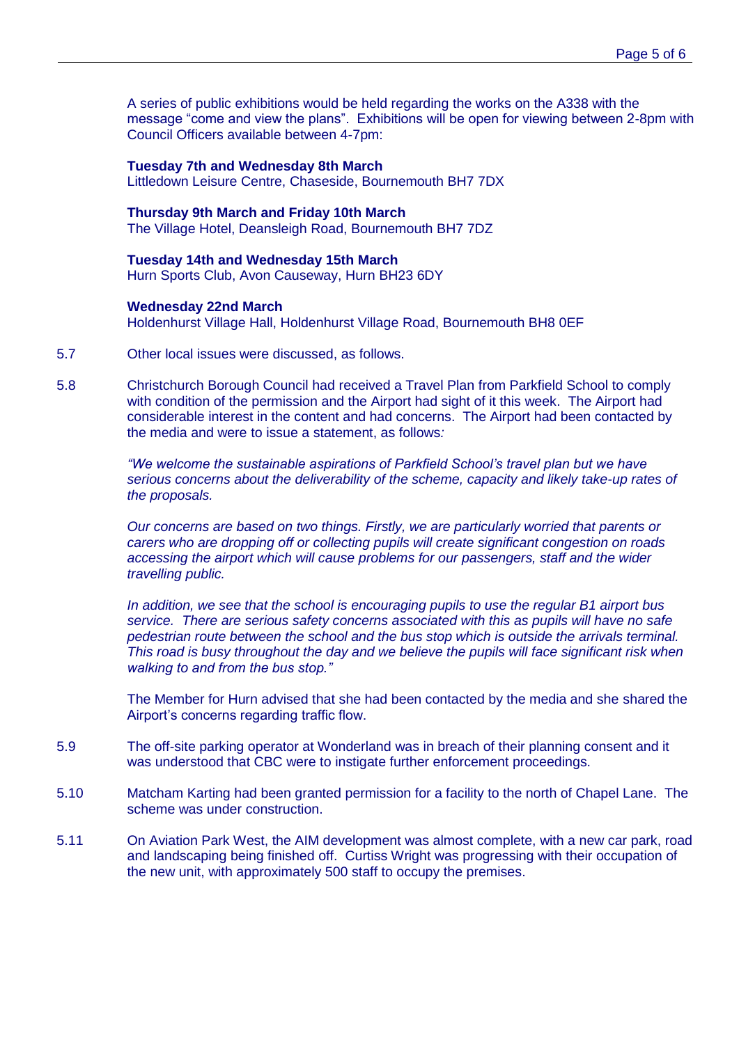A series of public exhibitions would be held regarding the works on the A338 with the message "come and view the plans". Exhibitions will be open for viewing between 2-8pm with Council Officers available between 4-7pm:

**Tuesday 7th and Wednesday 8th March**
Littledown Leisure Centre, Chaseside, Bournemouth BH7 7DX

**Thursday 9th March and Friday 10th March**
The Village Hotel, Deansleigh Road, Bournemouth BH7 7DZ

**Tuesday 14th and Wednesday 15th March**
Hurn Sports Club, Avon Causeway, Hurn BH23 6DY

**Wednesday 22nd March**
Holdenhurst Village Hall, Holdenhurst Village Road, Bournemouth BH8 0EF

5.7 Other local issues were discussed, as follows.

5.8 Christchurch Borough Council had received a Travel Plan from Parkfield School to comply with condition of the permission and the Airport had sight of it this week. The Airport had considerable interest in the content and had concerns. The Airport had been contacted by the media and were to issue a statement, as follows:

*"We welcome the sustainable aspirations of Parkfield School's travel plan but we have serious concerns about the deliverability of the scheme, capacity and likely take-up rates of the proposals.*

*Our concerns are based on two things. Firstly, we are particularly worried that parents or carers who are dropping off or collecting pupils will create significant congestion on roads accessing the airport which will cause problems for our passengers, staff and the wider travelling public.*

*In addition, we see that the school is encouraging pupils to use the regular B1 airport bus service. There are serious safety concerns associated with this as pupils will have no safe pedestrian route between the school and the bus stop which is outside the arrivals terminal. This road is busy throughout the day and we believe the pupils will face significant risk when walking to and from the bus stop."*

The Member for Hurn advised that she had been contacted by the media and she shared the Airport's concerns regarding traffic flow.

5.9 The off-site parking operator at Wonderland was in breach of their planning consent and it was understood that CBC were to instigate further enforcement proceedings.

5.10 Matcham Karting had been granted permission for a facility to the north of Chapel Lane. The scheme was under construction.

5.11 On Aviation Park West, the AIM development was almost complete, with a new car park, road and landscaping being finished off. Curtiss Wright was progressing with their occupation of the new unit, with approximately 500 staff to occupy the premises.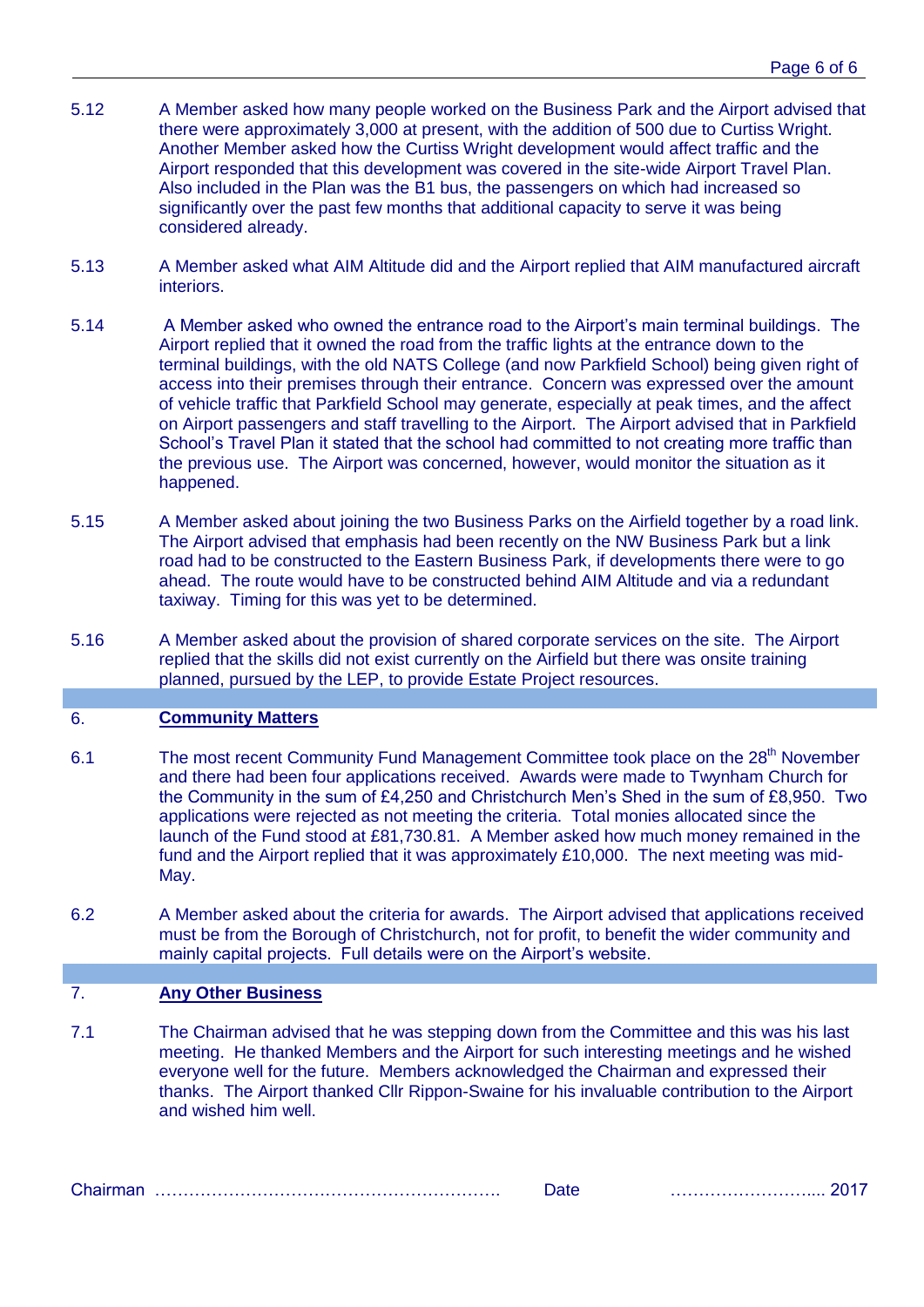5.12 A Member asked how many people worked on the Business Park and the Airport advised that there were approximately 3,000 at present, with the addition of 500 due to Curtiss Wright. Another Member asked how the Curtiss Wright development would affect traffic and the Airport responded that this development was covered in the site-wide Airport Travel Plan. Also included in the Plan was the B1 bus, the passengers on which had increased so significantly over the past few months that additional capacity to serve it was being considered already.

5.13 A Member asked what AIM Altitude did and the Airport replied that AIM manufactured aircraft interiors.

5.14 A Member asked who owned the entrance road to the Airport's main terminal buildings. The Airport replied that it owned the road from the traffic lights at the entrance down to the terminal buildings, with the old NATS College (and now Parkfield School) being given right of access into their premises through their entrance. Concern was expressed over the amount of vehicle traffic that Parkfield School may generate, especially at peak times, and the affect on Airport passengers and staff travelling to the Airport. The Airport advised that in Parkfield School's Travel Plan it stated that the school had committed to not creating more traffic than the previous use. The Airport was concerned, however, would monitor the situation as it happened.

5.15 A Member asked about joining the two Business Parks on the Airfield together by a road link. The Airport advised that emphasis had been recently on the NW Business Park but a link road had to be constructed to the Eastern Business Park, if developments there were to go ahead. The route would have to be constructed behind AIM Altitude and via a redundant taxiway. Timing for this was yet to be determined.

5.16 A Member asked about the provision of shared corporate services on the site. The Airport replied that the skills did not exist currently on the Airfield but there was onsite training planned, pursued by the LEP, to provide Estate Project resources.

## 6. **Community Matters**

6.1 The most recent Community Fund Management Committee took place on the 28th November and there had been four applications received. Awards were made to Twynham Church for the Community in the sum of £4,250 and Christchurch Men's Shed in the sum of £8,950. Two applications were rejected as not meeting the criteria. Total monies allocated since the launch of the Fund stood at £81,730.81. A Member asked how much money remained in the fund and the Airport replied that it was approximately £10,000. The next meeting was mid-May.

6.2 A Member asked about the criteria for awards. The Airport advised that applications received must be from the Borough of Christchurch, not for profit, to benefit the wider community and mainly capital projects. Full details were on the Airport's website.

## 7. **Any Other Business**

7.1 The Chairman advised that he was stepping down from the Committee and this was his last meeting. He thanked Members and the Airport for such interesting meetings and he wished everyone well for the future. Members acknowledged the Chairman and expressed their thanks. The Airport thanked Cllr Rippon-Swaine for his invaluable contribution to the Airport and wished him well.

Chairman ……………………………………………………. Date ……………………... 2017